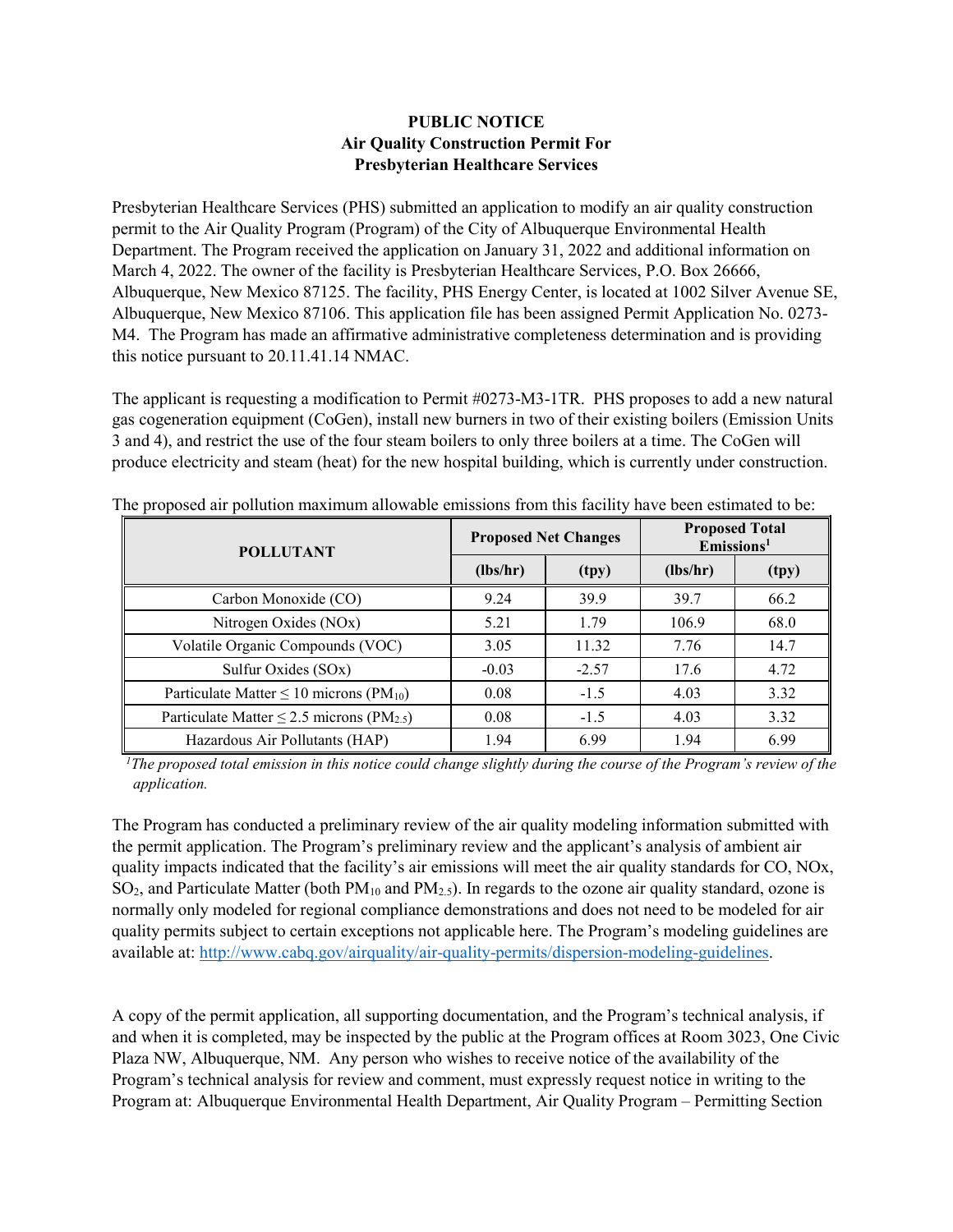**PUBLIC NOTICE**
**Air Quality Construction Permit For**
**Presbyterian Healthcare Services**

Presbyterian Healthcare Services (PHS) submitted an application to modify an air quality construction permit to the Air Quality Program (Program) of the City of Albuquerque Environmental Health Department. The Program received the application on January 31, 2022 and additional information on March 4, 2022. The owner of the facility is Presbyterian Healthcare Services, P.O. Box 26666, Albuquerque, New Mexico 87125. The facility, PHS Energy Center, is located at 1002 Silver Avenue SE, Albuquerque, New Mexico 87106. This application file has been assigned Permit Application No. 0273-M4. The Program has made an affirmative administrative completeness determination and is providing this notice pursuant to 20.11.41.14 NMAC.

The applicant is requesting a modification to Permit #0273-M3-1TR. PHS proposes to add a new natural gas cogeneration equipment (CoGen), install new burners in two of their existing boilers (Emission Units 3 and 4), and restrict the use of the four steam boilers to only three boilers at a time. The CoGen will produce electricity and steam (heat) for the new hospital building, which is currently under construction.

The proposed air pollution maximum allowable emissions from this facility have been estimated to be:

| POLLUTANT | Proposed Net Changes | | Proposed Total Emissions[1] | |
|---|---|---|---|---|
| | (lbs/hr) | (tpy) | (lbs/hr) | (tpy) |
| Carbon Monoxide (CO) | 9.24 | 39.9 | 39.7 | 66.2 |
| Nitrogen Oxides (NOx) | 5.21 | 1.79 | 106.9 | 68.0 |
| Volatile Organic Compounds (VOC) | 3.05 | 11.32 | 7.76 | 14.7 |
| Sulfur Oxides (SOx) | -0.03 | -2.57 | 17.6 | 4.72 |
| Particulate Matter ≤ 10 microns ($PM_{10}$) | 0.08 | -1.5 | 4.03 | 3.32 |
| Particulate Matter ≤ 2.5 microns ($PM_{2.5}$) | 0.08 | -1.5 | 4.03 | 3.32 |
| Hazardous Air Pollutants (HAP) | 1.94 | 6.99 | 1.94 | 6.99 |

*[1]The proposed total emission in this notice could change slightly during the course of the Program's review of the application.*

The Program has conducted a preliminary review of the air quality modeling information submitted with the permit application. The Program's preliminary review and the applicant's analysis of ambient air quality impacts indicated that the facility's air emissions will meet the air quality standards for CO, NOx, $SO_2$, and Particulate Matter (both $PM_{10}$ and $PM_{2.5}$). In regards to the ozone air quality standard, ozone is normally only modeled for regional compliance demonstrations and does not need to be modeled for air quality permits subject to certain exceptions not applicable here. The Program's modeling guidelines are available at: http://www.cabq.gov/airquality/air-quality-permits/dispersion-modeling-guidelines.

A copy of the permit application, all supporting documentation, and the Program's technical analysis, if and when it is completed, may be inspected by the public at the Program offices at Room 3023, One Civic Plaza NW, Albuquerque, NM. Any person who wishes to receive notice of the availability of the Program's technical analysis for review and comment, must expressly request notice in writing to the Program at: Albuquerque Environmental Health Department, Air Quality Program – Permitting Section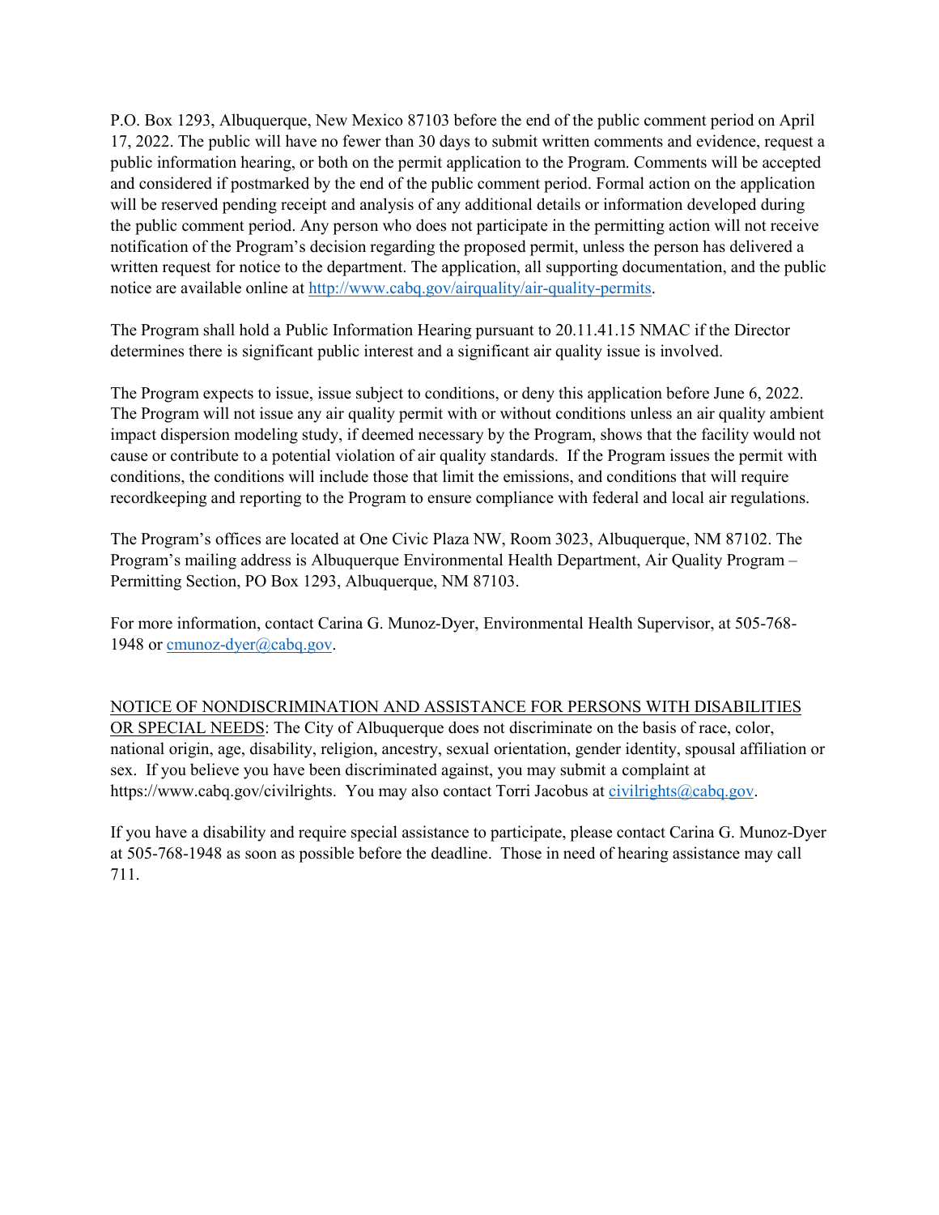P.O. Box 1293, Albuquerque, New Mexico 87103 before the end of the public comment period on April 17, 2022. The public will have no fewer than 30 days to submit written comments and evidence, request a public information hearing, or both on the permit application to the Program. Comments will be accepted and considered if postmarked by the end of the public comment period. Formal action on the application will be reserved pending receipt and analysis of any additional details or information developed during the public comment period. Any person who does not participate in the permitting action will not receive notification of the Program's decision regarding the proposed permit, unless the person has delivered a written request for notice to the department. The application, all supporting documentation, and the public notice are available online at http://www.cabq.gov/airquality/air-quality-permits.

The Program shall hold a Public Information Hearing pursuant to 20.11.41.15 NMAC if the Director determines there is significant public interest and a significant air quality issue is involved.

The Program expects to issue, issue subject to conditions, or deny this application before June 6, 2022. The Program will not issue any air quality permit with or without conditions unless an air quality ambient impact dispersion modeling study, if deemed necessary by the Program, shows that the facility would not cause or contribute to a potential violation of air quality standards. If the Program issues the permit with conditions, the conditions will include those that limit the emissions, and conditions that will require recordkeeping and reporting to the Program to ensure compliance with federal and local air regulations.

The Program's offices are located at One Civic Plaza NW, Room 3023, Albuquerque, NM 87102. The Program's mailing address is Albuquerque Environmental Health Department, Air Quality Program – Permitting Section, PO Box 1293, Albuquerque, NM 87103.

For more information, contact Carina G. Munoz-Dyer, Environmental Health Supervisor, at 505-768-1948 or cmunoz-dyer@cabq.gov.

NOTICE OF NONDISCRIMINATION AND ASSISTANCE FOR PERSONS WITH DISABILITIES OR SPECIAL NEEDS: The City of Albuquerque does not discriminate on the basis of race, color, national origin, age, disability, religion, ancestry, sexual orientation, gender identity, spousal affiliation or sex. If you believe you have been discriminated against, you may submit a complaint at https://www.cabq.gov/civilrights. You may also contact Torri Jacobus at civilrights@cabq.gov.

If you have a disability and require special assistance to participate, please contact Carina G. Munoz-Dyer at 505-768-1948 as soon as possible before the deadline. Those in need of hearing assistance may call 711.